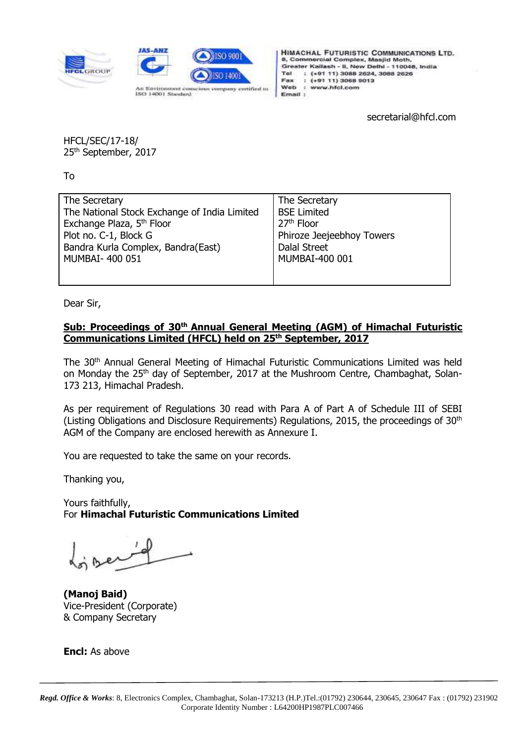HIMACHAL FUTURISTIC COMMUNICATIONS LTD.
8, Commercial Complex, Masjid Moth,
Greater Kailash - II, New Delhi - 110048, India
Tel : (+91 11) 3088 2624, 3088 2626
Fax : (+91 11) 3068 9013
Web : www.hfcl.com
Email :

An Environment conscious company certified to ISO 14001 Standard

secretarial@hfcl.com

HFCL/SEC/17-18/
25th September, 2017

To

| The Secretary<br>The National Stock Exchange of India Limited<br>Exchange Plaza, 5th Floor<br>Plot no. C-1, Block G<br>Bandra Kurla Complex, Bandra(East)<br>MUMBAI- 400 051 | The Secretary<br>BSE Limited<br>27th Floor<br>Phiroze Jeejeebhoy Towers<br>Dalal Street<br>MUMBAI-400 001 |
|---|---|

Dear Sir,

**Sub: Proceedings of 30th Annual General Meeting (AGM) of Himachal Futuristic Communications Limited (HFCL) held on 25th September, 2017**

The 30th Annual General Meeting of Himachal Futuristic Communications Limited was held on Monday the 25th day of September, 2017 at the Mushroom Centre, Chambaghat, Solan-173 213, Himachal Pradesh.

As per requirement of Regulations 30 read with Para A of Part A of Schedule III of SEBI (Listing Obligations and Disclosure Requirements) Regulations, 2015, the proceedings of 30th AGM of the Company are enclosed herewith as Annexure I.

You are requested to take the same on your records.

Thanking you,

Yours faithfully,
For **Himachal Futuristic Communications Limited**

**(Manoj Baid)**
Vice-President (Corporate)
& Company Secretary

**Encl:** As above

***Regd. Office & Works***: 8, Electronics Complex, Chambaghat, Solan-173213 (H.P.)Tel.:(01792) 230644, 230645, 230647 Fax : (01792) 231902
Corporate Identity Number : L64200HP1987PLC007466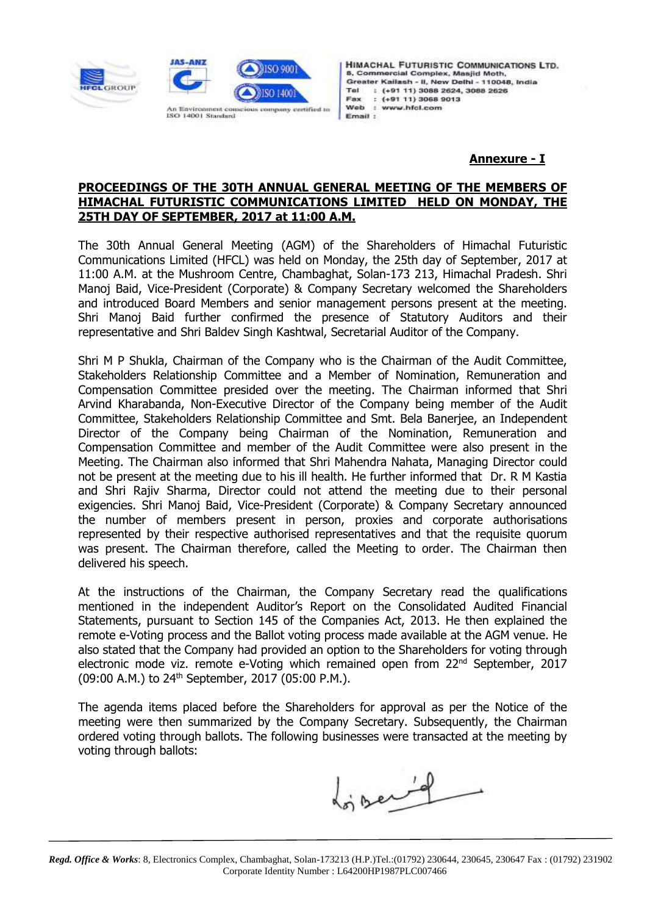**Annexure - I**

**PROCEEDINGS OF THE 30TH ANNUAL GENERAL MEETING OF THE MEMBERS OF HIMACHAL FUTURISTIC COMMUNICATIONS LIMITED HELD ON MONDAY, THE 25TH DAY OF SEPTEMBER, 2017 at 11:00 A.M.**

The 30th Annual General Meeting (AGM) of the Shareholders of Himachal Futuristic Communications Limited (HFCL) was held on Monday, the 25th day of September, 2017 at 11:00 A.M. at the Mushroom Centre, Chambaghat, Solan-173 213, Himachal Pradesh. Shri Manoj Baid, Vice-President (Corporate) & Company Secretary welcomed the Shareholders and introduced Board Members and senior management persons present at the meeting. Shri Manoj Baid further confirmed the presence of Statutory Auditors and their representative and Shri Baldev Singh Kashtwal, Secretarial Auditor of the Company.

Shri M P Shukla, Chairman of the Company who is the Chairman of the Audit Committee, Stakeholders Relationship Committee and a Member of Nomination, Remuneration and Compensation Committee presided over the meeting. The Chairman informed that Shri Arvind Kharabanda, Non-Executive Director of the Company being member of the Audit Committee, Stakeholders Relationship Committee and Smt. Bela Banerjee, an Independent Director of the Company being Chairman of the Nomination, Remuneration and Compensation Committee and member of the Audit Committee were also present in the Meeting. The Chairman also informed that Shri Mahendra Nahata, Managing Director could not be present at the meeting due to his ill health. He further informed that Dr. R M Kastia and Shri Rajiv Sharma, Director could not attend the meeting due to their personal exigencies. Shri Manoj Baid, Vice-President (Corporate) & Company Secretary announced the number of members present in person, proxies and corporate authorisations represented by their respective authorised representatives and that the requisite quorum was present. The Chairman therefore, called the Meeting to order. The Chairman then delivered his speech.

At the instructions of the Chairman, the Company Secretary read the qualifications mentioned in the independent Auditor's Report on the Consolidated Audited Financial Statements, pursuant to Section 145 of the Companies Act, 2013. He then explained the remote e-Voting process and the Ballot voting process made available at the AGM venue. He also stated that the Company had provided an option to the Shareholders for voting through electronic mode viz. remote e-Voting which remained open from 22nd September, 2017 (09:00 A.M.) to 24th September, 2017 (05:00 P.M.).

The agenda items placed before the Shareholders for approval as per the Notice of the meeting were then summarized by the Company Secretary. Subsequently, the Chairman ordered voting through ballots. The following businesses were transacted at the meeting by voting through ballots: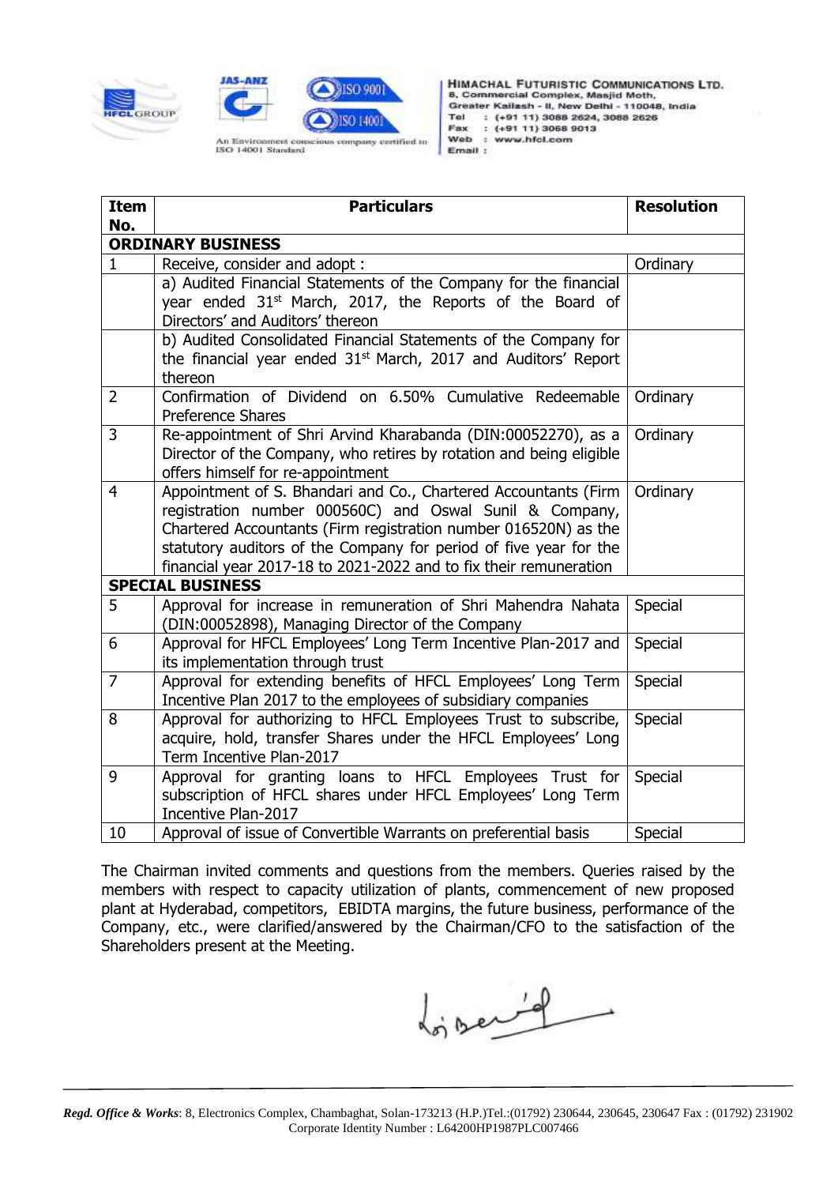HIMACHAL FUTURISTIC COMMUNICATIONS LTD.
8, Commercial Complex, Masjid Moth,
Greater Kailash - II, New Delhi - 110048, India
Tel : (+91 11) 3088 2624, 3088 2626
Fax : (+91 11) 3068 9013
Web : www.hfcl.com
Email :

An Environment conscious company certified to ISO 14001 Standard

| Item No. | Particulars | Resolution |
|---|---|---|
| **ORDINARY BUSINESS** | | |
| 1 | Receive, consider and adopt : | Ordinary |
| | a) Audited Financial Statements of the Company for the financial year ended 31st March, 2017, the Reports of the Board of Directors' and Auditors' thereon | |
| | b) Audited Consolidated Financial Statements of the Company for the financial year ended 31st March, 2017 and Auditors' Report thereon | |
| 2 | Confirmation of Dividend on 6.50% Cumulative Redeemable Preference Shares | Ordinary |
| 3 | Re-appointment of Shri Arvind Kharabanda (DIN:00052270), as a Director of the Company, who retires by rotation and being eligible offers himself for re-appointment | Ordinary |
| 4 | Appointment of S. Bhandari and Co., Chartered Accountants (Firm registration number 000560C) and Oswal Sunil & Company, Chartered Accountants (Firm registration number 016520N) as the statutory auditors of the Company for period of five year for the financial year 2017-18 to 2021-2022 and to fix their remuneration | Ordinary |
| **SPECIAL BUSINESS** | | |
| 5 | Approval for increase in remuneration of Shri Mahendra Nahata (DIN:00052898), Managing Director of the Company | Special |
| 6 | Approval for HFCL Employees' Long Term Incentive Plan-2017 and its implementation through trust | Special |
| 7 | Approval for extending benefits of HFCL Employees' Long Term Incentive Plan 2017 to the employees of subsidiary companies | Special |
| 8 | Approval for authorizing to HFCL Employees Trust to subscribe, acquire, hold, transfer Shares under the HFCL Employees' Long Term Incentive Plan-2017 | Special |
| 9 | Approval for granting loans to HFCL Employees Trust for subscription of HFCL shares under HFCL Employees' Long Term Incentive Plan-2017 | Special |
| 10 | Approval of issue of Convertible Warrants on preferential basis | Special |

The Chairman invited comments and questions from the members. Queries raised by the members with respect to capacity utilization of plants, commencement of new proposed plant at Hyderabad, competitors, EBIDTA margins, the future business, performance of the Company, etc., were clarified/answered by the Chairman/CFO to the satisfaction of the Shareholders present at the Meeting.

***Regd. Office & Works***: 8, Electronics Complex, Chambaghat, Solan-173213 (H.P.)Tel.:(01792) 230644, 230645, 230647 Fax : (01792) 231902
Corporate Identity Number : L64200HP1987PLC007466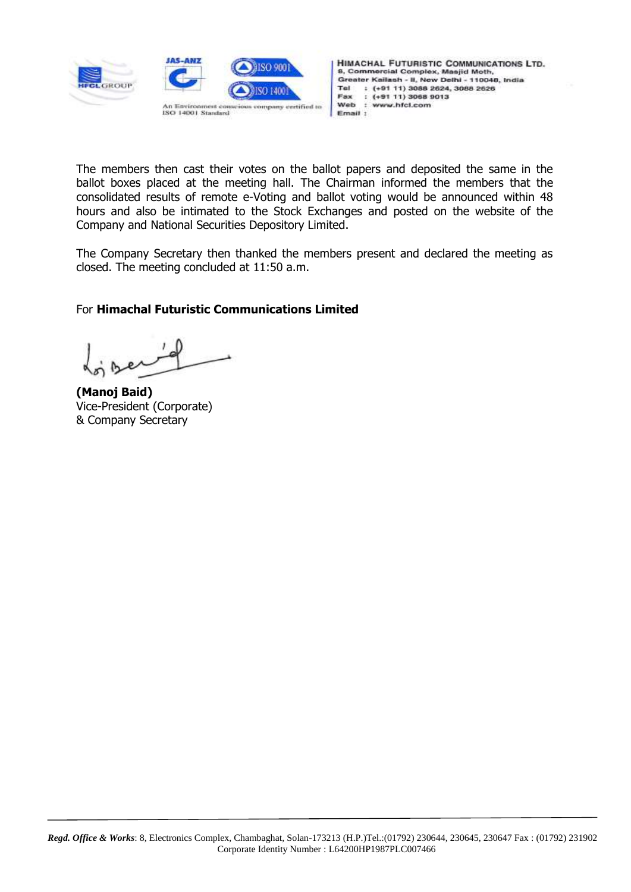The members then cast their votes on the ballot papers and deposited the same in the ballot boxes placed at the meeting hall. The Chairman informed the members that the consolidated results of remote e-Voting and ballot voting would be announced within 48 hours and also be intimated to the Stock Exchanges and posted on the website of the Company and National Securities Depository Limited.

The Company Secretary then thanked the members present and declared the meeting as closed. The meeting concluded at 11:50 a.m.

For **Himachal Futuristic Communications Limited**

**(Manoj Baid)**
Vice-President (Corporate)
& Company Secretary